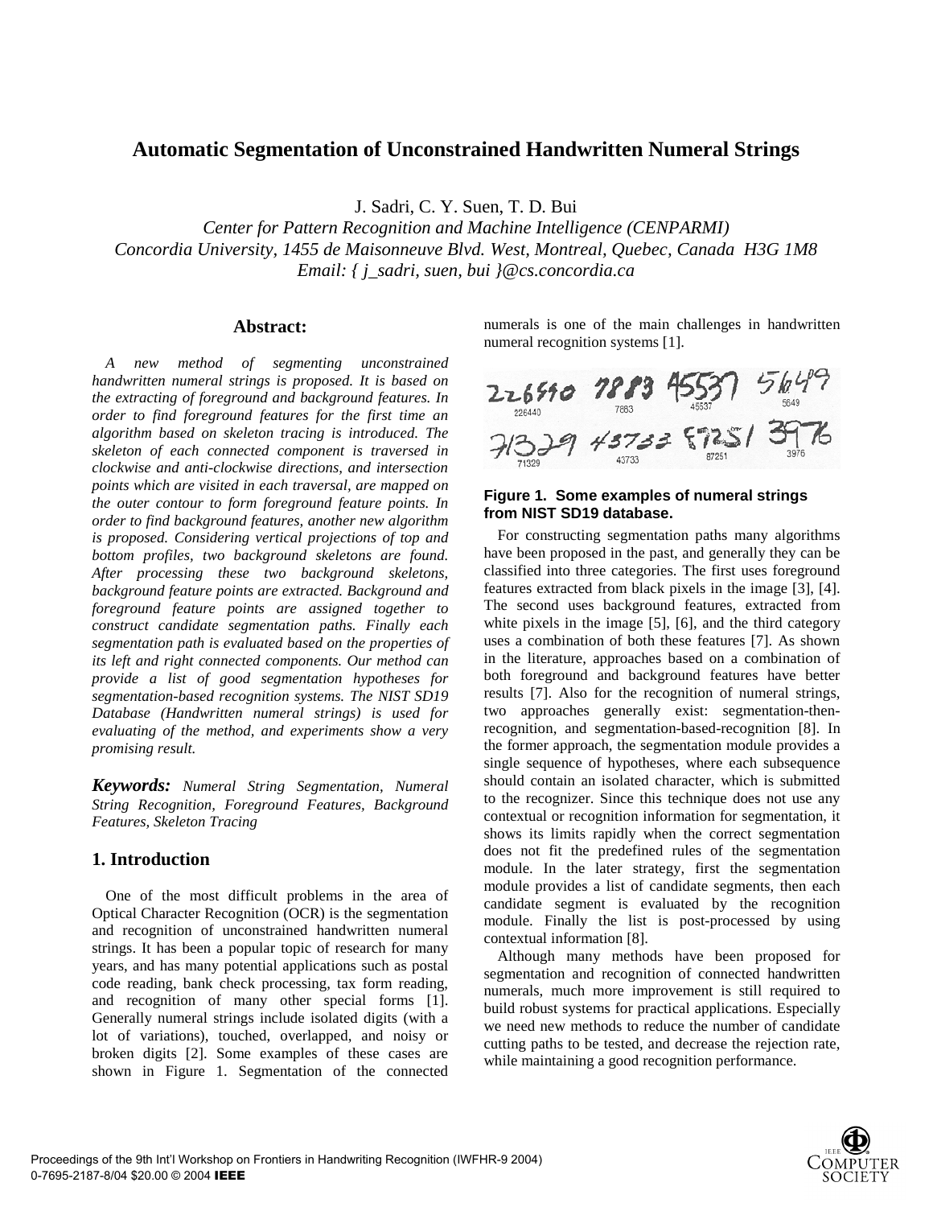# Automatic Segmentation of Unconstrained Handwritten Numeral Strings

J. Sadri, C. Y. Suen, T. D. Bui

*Center for Pattern Recognition and Machine Intelligence (CENPARMI)*
*Concordia University, 1455 de Maisonneuve Blvd. West, Montreal, Quebec, Canada H3G 1M8*
*Email: { j_sadri, suen, bui }@cs.concordia.ca*

## Abstract:

*A new method of segmenting unconstrained handwritten numeral strings is proposed. It is based on the extracting of foreground and background features. In order to find foreground features for the first time an algorithm based on skeleton tracing is introduced. The skeleton of each connected component is traversed in clockwise and anti-clockwise directions, and intersection points which are visited in each traversal, are mapped on the outer contour to form foreground feature points. In order to find background features, another new algorithm is proposed. Considering vertical projections of top and bottom profiles, two background skeletons are found. After processing these two background skeletons, background feature points are extracted. Background and foreground feature points are assigned together to construct candidate segmentation paths. Finally each segmentation path is evaluated based on the properties of its left and right connected components. Our method can provide a list of good segmentation hypotheses for segmentation-based recognition systems. The NIST SD19 Database (Handwritten numeral strings) is used for evaluating of the method, and experiments show a very promising result.*

***Keywords:*** *Numeral String Segmentation, Numeral String Recognition, Foreground Features, Background Features, Skeleton Tracing*

## 1. Introduction

One of the most difficult problems in the area of Optical Character Recognition (OCR) is the segmentation and recognition of unconstrained handwritten numeral strings. It has been a popular topic of research for many years, and has many potential applications such as postal code reading, bank check processing, tax form reading, and recognition of many other special forms [1]. Generally numeral strings include isolated digits (with a lot of variations), touched, overlapped, and noisy or broken digits [2]. Some examples of these cases are shown in Figure 1. Segmentation of the connected numerals is one of the main challenges in handwritten numeral recognition systems [1].

226440 7883 45537 5649
71329 43733 87251 3976

**Figure 1. Some examples of numeral strings from NIST SD19 database.**

For constructing segmentation paths many algorithms have been proposed in the past, and generally they can be classified into three categories. The first uses foreground features extracted from black pixels in the image [3], [4]. The second uses background features, extracted from white pixels in the image [5], [6], and the third category uses a combination of both these features [7]. As shown in the literature, approaches based on a combination of both foreground and background features have better results [7]. Also for the recognition of numeral strings, two approaches generally exist: segmentation-then-recognition, and segmentation-based-recognition [8]. In the former approach, the segmentation module provides a single sequence of hypotheses, where each subsequence should contain an isolated character, which is submitted to the recognizer. Since this technique does not use any contextual or recognition information for segmentation, it shows its limits rapidly when the correct segmentation does not fit the predefined rules of the segmentation module. In the later strategy, first the segmentation module provides a list of candidate segments, then each candidate segment is evaluated by the recognition module. Finally the list is post-processed by using contextual information [8].

Although many methods have been proposed for segmentation and recognition of connected handwritten numerals, much more improvement is still required to build robust systems for practical applications. Especially we need new methods to reduce the number of candidate cutting paths to be tested, and decrease the rejection rate, while maintaining a good recognition performance.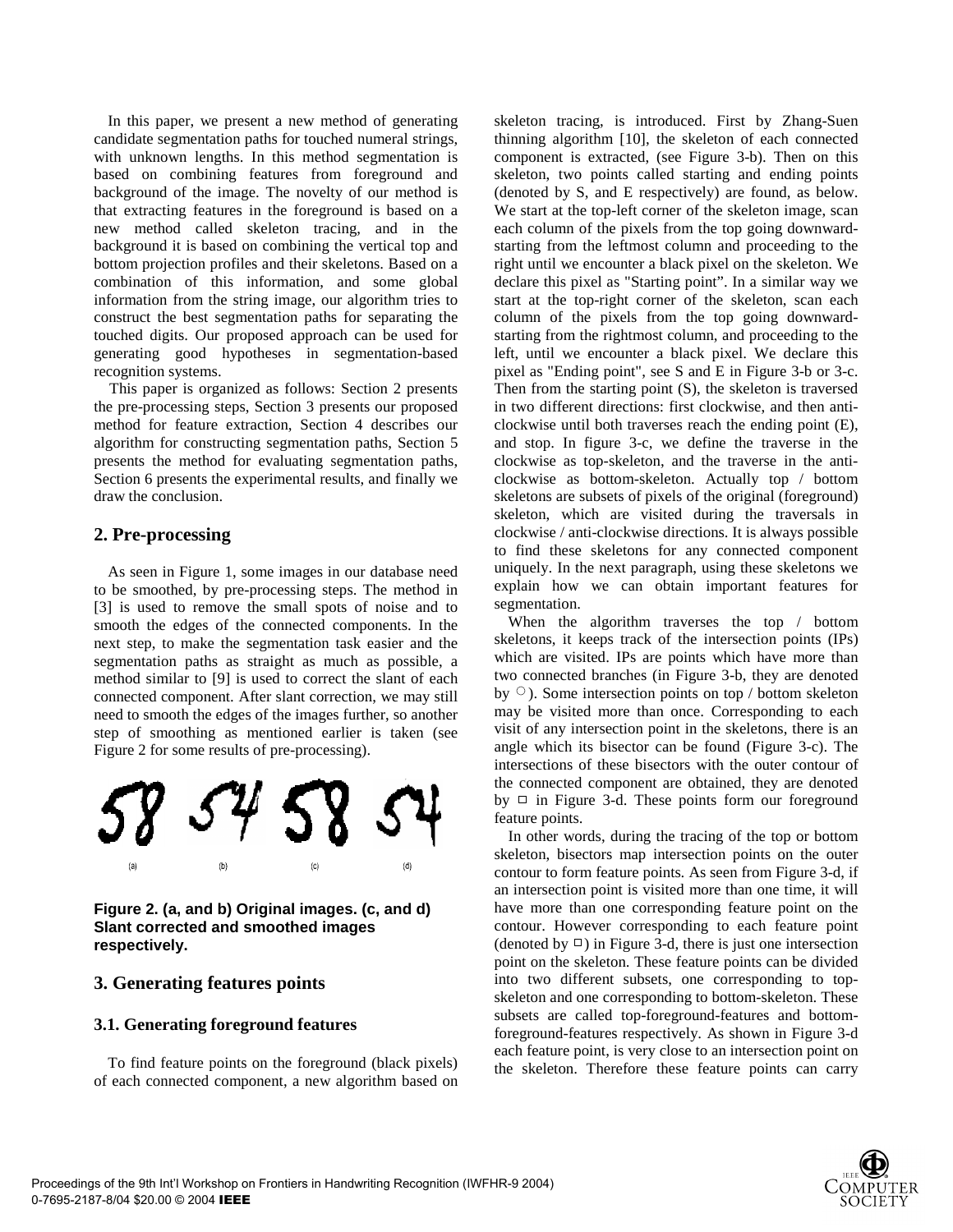In this paper, we present a new method of generating candidate segmentation paths for touched numeral strings, with unknown lengths. In this method segmentation is based on combining features from foreground and background of the image. The novelty of our method is that extracting features in the foreground is based on a new method called skeleton tracing, and in the background it is based on combining the vertical top and bottom projection profiles and their skeletons. Based on a combination of this information, and some global information from the string image, our algorithm tries to construct the best segmentation paths for separating the touched digits. Our proposed approach can be used for generating good hypotheses in segmentation-based recognition systems.

This paper is organized as follows: Section 2 presents the pre-processing steps, Section 3 presents our proposed method for feature extraction, Section 4 describes our algorithm for constructing segmentation paths, Section 5 presents the method for evaluating segmentation paths, Section 6 presents the experimental results, and finally we draw the conclusion.

## 2. Pre-processing

As seen in Figure 1, some images in our database need to be smoothed, by pre-processing steps. The method in [3] is used to remove the small spots of noise and to smooth the edges of the connected components. In the next step, to make the segmentation task easier and the segmentation paths as straight as much as possible, a method similar to [9] is used to correct the slant of each connected component. After slant correction, we may still need to smooth the edges of the images further, so another step of smoothing as mentioned earlier is taken (see Figure 2 for some results of pre-processing).

**Figure 2. (a, and b) Original images. (c, and d) Slant corrected and smoothed images respectively.**

## 3. Generating features points

### 3.1. Generating foreground features

To find feature points on the foreground (black pixels) of each connected component, a new algorithm based on skeleton tracing, is introduced. First by Zhang-Suen thinning algorithm [10], the skeleton of each connected component is extracted, (see Figure 3-b). Then on this skeleton, two points called starting and ending points (denoted by S, and E respectively) are found, as below. We start at the top-left corner of the skeleton image, scan each column of the pixels from the top going downward-starting from the leftmost column and proceeding to the right until we encounter a black pixel on the skeleton. We declare this pixel as "Starting point". In a similar way we start at the top-right corner of the skeleton, scan each column of the pixels from the top going downward-starting from the rightmost column, and proceeding to the left, until we encounter a black pixel. We declare this pixel as "Ending point", see S and E in Figure 3-b or 3-c. Then from the starting point (S), the skeleton is traversed in two different directions: first clockwise, and then anti-clockwise until both traverses reach the ending point (E), and stop. In figure 3-c, we define the traverse in the clockwise as top-skeleton, and the traverse in the anti-clockwise as bottom-skeleton. Actually top / bottom skeletons are subsets of pixels of the original (foreground) skeleton, which are visited during the traversals in clockwise / anti-clockwise directions. It is always possible to find these skeletons for any connected component uniquely. In the next paragraph, using these skeletons we explain how we can obtain important features for segmentation.

When the algorithm traverses the top / bottom skeletons, it keeps track of the intersection points (IPs) which are visited. IPs are points which have more than two connected branches (in Figure 3-b, they are denoted by ○). Some intersection points on top / bottom skeleton may be visited more than once. Corresponding to each visit of any intersection point in the skeletons, there is an angle which its bisector can be found (Figure 3-c). The intersections of these bisectors with the outer contour of the connected component are obtained, they are denoted by □ in Figure 3-d. These points form our foreground feature points.

In other words, during the tracing of the top or bottom skeleton, bisectors map intersection points on the outer contour to form feature points. As seen from Figure 3-d, if an intersection point is visited more than one time, it will have more than one corresponding feature point on the contour. However corresponding to each feature point (denoted by □) in Figure 3-d, there is just one intersection point on the skeleton. These feature points can be divided into two different subsets, one corresponding to top-skeleton and one corresponding to bottom-skeleton. These subsets are called top-foreground-features and bottom-foreground-features respectively. As shown in Figure 3-d each feature point, is very close to an intersection point on the skeleton. Therefore these feature points can carry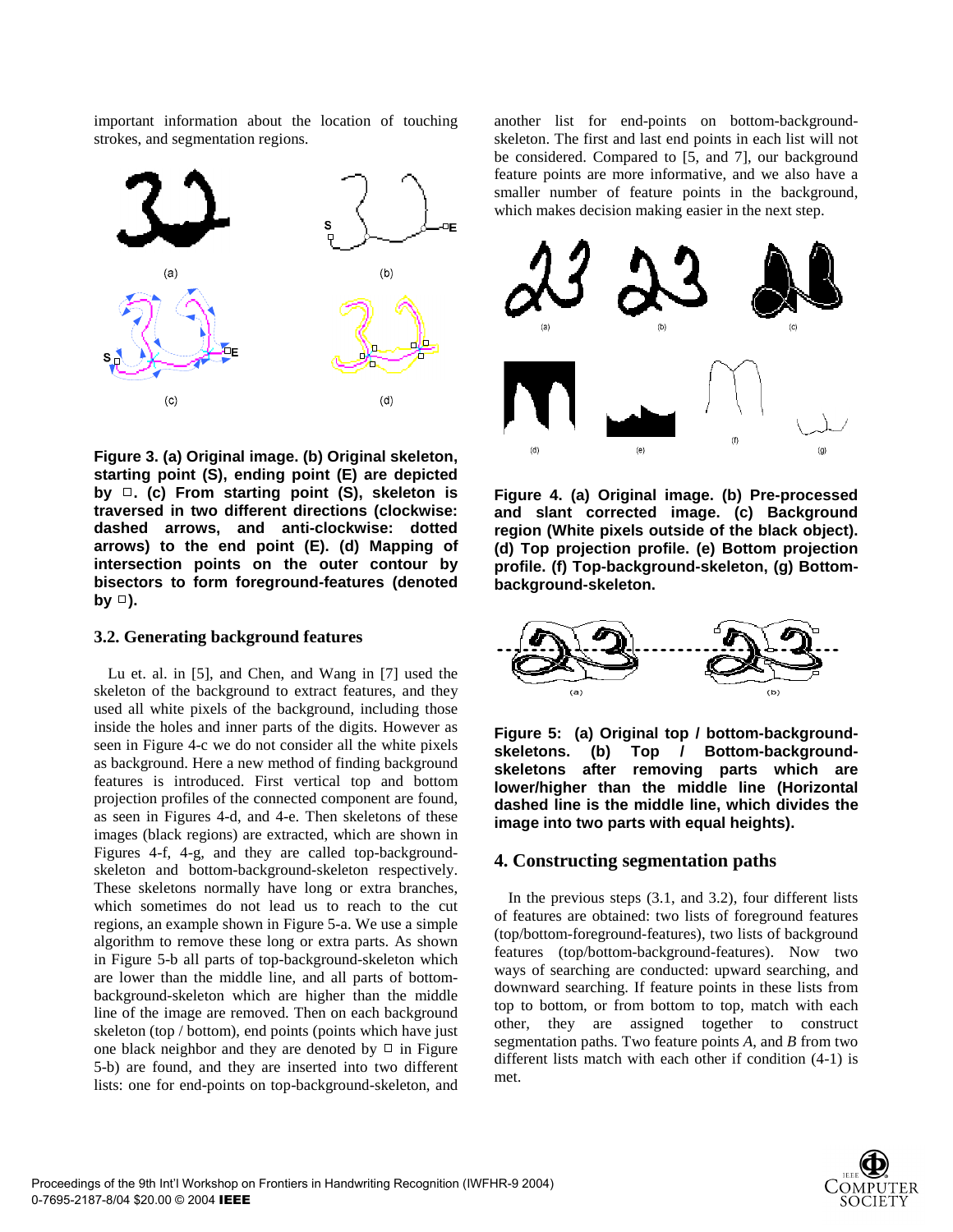important information about the location of touching strokes, and segmentation regions.

**Figure 3. (a) Original image. (b) Original skeleton, starting point (S), ending point (E) are depicted by □. (c) From starting point (S), skeleton is traversed in two different directions (clockwise: dashed arrows, and anti-clockwise: dotted arrows) to the end point (E). (d) Mapping of intersection points on the outer contour by bisectors to form foreground-features (denoted by □).**

### 3.2. Generating background features

Lu et. al. in [5], and Chen, and Wang in [7] used the skeleton of the background to extract features, and they used all white pixels of the background, including those inside the holes and inner parts of the digits. However as seen in Figure 4-c we do not consider all the white pixels as background. Here a new method of finding background features is introduced. First vertical top and bottom projection profiles of the connected component are found, as seen in Figures 4-d, and 4-e. Then skeletons of these images (black regions) are extracted, which are shown in Figures 4-f, 4-g, and they are called top-background-skeleton and bottom-background-skeleton respectively. These skeletons normally have long or extra branches, which sometimes do not lead us to reach to the cut regions, an example shown in Figure 5-a. We use a simple algorithm to remove these long or extra parts. As shown in Figure 5-b all parts of top-background-skeleton which are lower than the middle line, and all parts of bottom-background-skeleton which are higher than the middle line of the image are removed. Then on each background skeleton (top / bottom), end points (points which have just one black neighbor and they are denoted by □ in Figure 5-b) are found, and they are inserted into two different lists: one for end-points on top-background-skeleton, and another list for end-points on bottom-background-skeleton. The first and last end points in each list will not be considered. Compared to [5, and 7], our background feature points are more informative, and we also have a smaller number of feature points in the background, which makes decision making easier in the next step.

**Figure 4. (a) Original image. (b) Pre-processed and slant corrected image. (c) Background region (White pixels outside of the black object). (d) Top projection profile. (e) Bottom projection profile. (f) Top-background-skeleton, (g) Bottom-background-skeleton.**

**Figure 5: (a) Original top / bottom-background-skeletons. (b) Top / Bottom-background-skeletons after removing parts which are lower/higher than the middle line (Horizontal dashed line is the middle line, which divides the image into two parts with equal heights).**

## 4. Constructing segmentation paths

In the previous steps (3.1, and 3.2), four different lists of features are obtained: two lists of foreground features (top/bottom-foreground-features), two lists of background features (top/bottom-background-features). Now two ways of searching are conducted: upward searching, and downward searching. If feature points in these lists from top to bottom, or from bottom to top, match with each other, they are assigned together to construct segmentation paths. Two feature points *A*, and *B* from two different lists match with each other if condition (4-1) is met.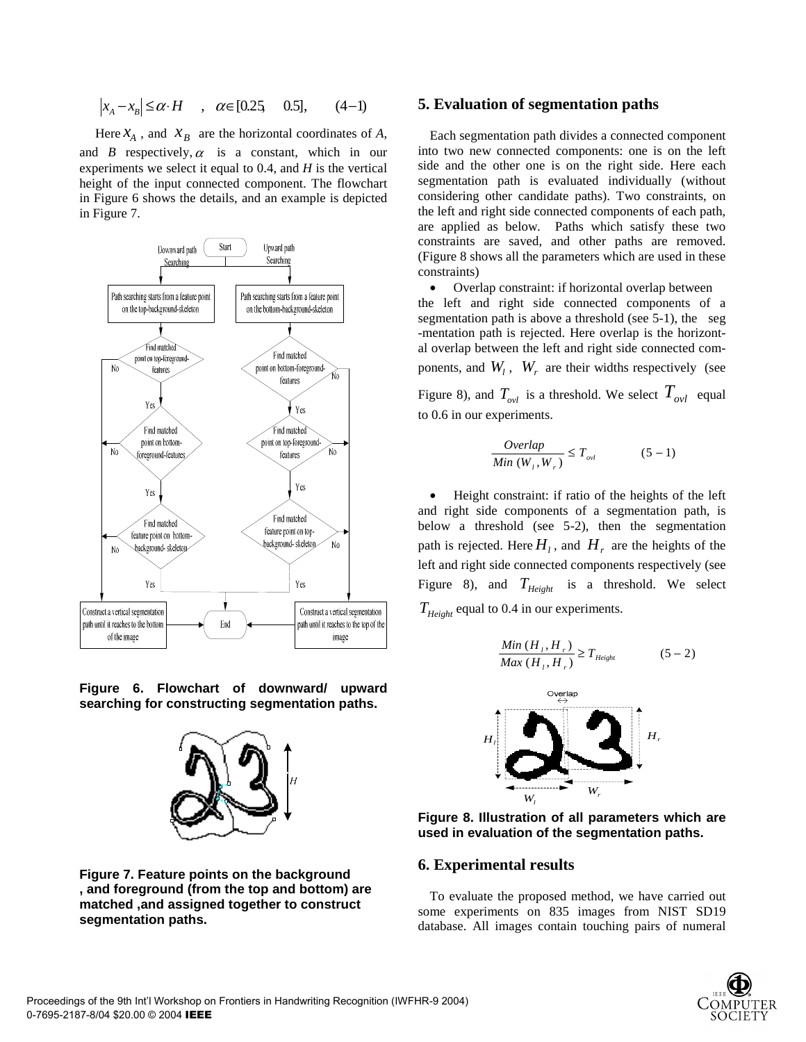$$|x_A - x_B| \leq \alpha \cdot H \quad , \quad \alpha \in [0.25, \quad 0.5], \qquad (4-1)$$

Here $x_A$, and $x_B$ are the horizontal coordinates of *A*, and *B* respectively, $\alpha$ is a constant, which in our experiments we select it equal to 0.4, and *H* is the vertical height of the input connected component. The flowchart in Figure 6 shows the details, and an example is depicted in Figure 7.

**Figure 6. Flowchart of downward/ upward searching for constructing segmentation paths.**

**Figure 7. Feature points on the background , and foreground (from the top and bottom) are matched ,and assigned together to construct segmentation paths.**

## 5. Evaluation of segmentation paths

Each segmentation path divides a connected component into two new connected components: one is on the left side and the other one is on the right side. Here each segmentation path is evaluated individually (without considering other candidate paths). Two constraints, on the left and right side connected components of each path, are applied as below. Paths which satisfy these two constraints are saved, and other paths are removed. (Figure 8 shows all the parameters which are used in these constraints)

- Overlap constraint: if horizontal overlap between the left and right side connected components of a segmentation path is above a threshold (see 5-1), the seg -mentation path is rejected. Here overlap is the horizontal overlap between the left and right side connected components, and $W_l$, $W_r$ are their widths respectively (see Figure 8), and $T_{ovl}$ is a threshold. We select $T_{ovl}$ equal to 0.6 in our experiments.

$$\frac{Overlap}{Min\,(W_l, W_r)} \leq T_{ovl} \qquad (5-1)$$

- Height constraint: if ratio of the heights of the left and right side components of a segmentation path, is below a threshold (see 5-2), then the segmentation path is rejected. Here $H_l$, and $H_r$ are the heights of the left and right side connected components respectively (see Figure 8), and $T_{Height}$ is a threshold. We select $T_{Height}$ equal to 0.4 in our experiments.

$$\frac{Min\,(H_l, H_r)}{Max\,(H_l, H_r)} \geq T_{Height} \qquad (5-2)$$

**Figure 8. Illustration of all parameters which are used in evaluation of the segmentation paths.**

## 6. Experimental results

To evaluate the proposed method, we have carried out some experiments on 835 images from NIST SD19 database. All images contain touching pairs of numeral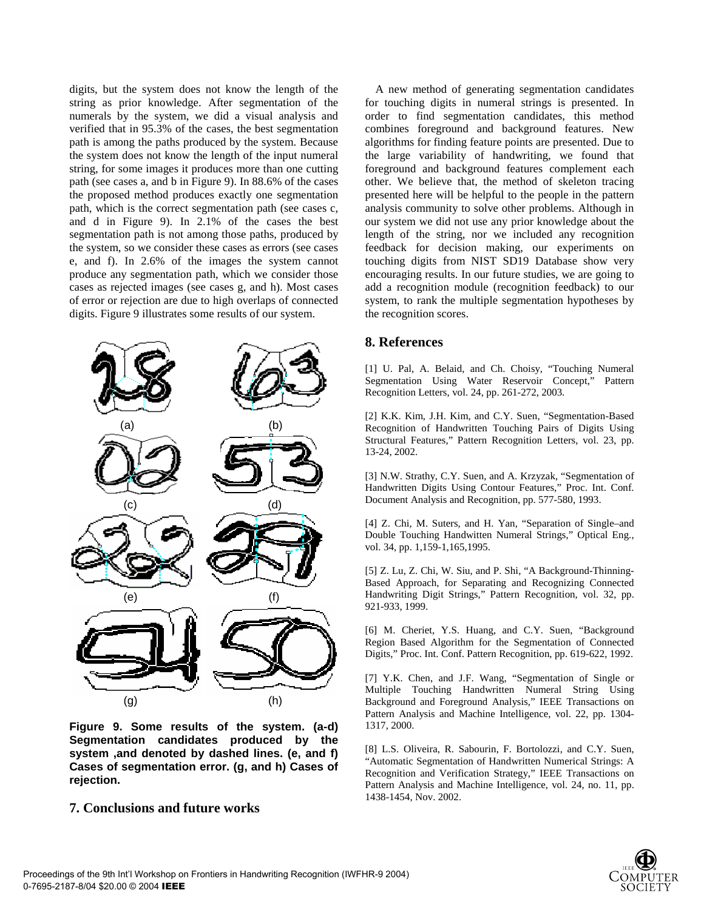digits, but the system does not know the length of the string as prior knowledge. After segmentation of the numerals by the system, we did a visual analysis and verified that in 95.3% of the cases, the best segmentation path is among the paths produced by the system. Because the system does not know the length of the input numeral string, for some images it produces more than one cutting path (see cases a, and b in Figure 9). In 88.6% of the cases the proposed method produces exactly one segmentation path, which is the correct segmentation path (see cases c, and d in Figure 9). In 2.1% of the cases the best segmentation path is not among those paths, produced by the system, so we consider these cases as errors (see cases e, and f). In 2.6% of the images the system cannot produce any segmentation path, which we consider those cases as rejected images (see cases g, and h). Most cases of error or rejection are due to high overlaps of connected digits. Figure 9 illustrates some results of our system.

**Figure 9. Some results of the system. (a-d) Segmentation candidates produced by the system ,and denoted by dashed lines. (e, and f) Cases of segmentation error. (g, and h) Cases of rejection.**

## 7. Conclusions and future works

A new method of generating segmentation candidates for touching digits in numeral strings is presented. In order to find segmentation candidates, this method combines foreground and background features. New algorithms for finding feature points are presented. Due to the large variability of handwriting, we found that foreground and background features complement each other. We believe that, the method of skeleton tracing presented here will be helpful to the people in the pattern analysis community to solve other problems. Although in our system we did not use any prior knowledge about the length of the string, nor we included any recognition feedback for decision making, our experiments on touching digits from NIST SD19 Database show very encouraging results. In our future studies, we are going to add a recognition module (recognition feedback) to our system, to rank the multiple segmentation hypotheses by the recognition scores.

## 8. References

[1] U. Pal, A. Belaid, and Ch. Choisy, "Touching Numeral Segmentation Using Water Reservoir Concept," Pattern Recognition Letters, vol. 24, pp. 261-272, 2003.

[2] K.K. Kim, J.H. Kim, and C.Y. Suen, "Segmentation-Based Recognition of Handwritten Touching Pairs of Digits Using Structural Features," Pattern Recognition Letters, vol. 23, pp. 13-24, 2002.

[3] N.W. Strathy, C.Y. Suen, and A. Krzyzak, "Segmentation of Handwritten Digits Using Contour Features," Proc. Int. Conf. Document Analysis and Recognition, pp. 577-580, 1993.

[4] Z. Chi, M. Suters, and H. Yan, "Separation of Single–and Double Touching Handwitten Numeral Strings," Optical Eng., vol. 34, pp. 1,159-1,165,1995.

[5] Z. Lu, Z. Chi, W. Siu, and P. Shi, "A Background-Thinning-Based Approach, for Separating and Recognizing Connected Handwriting Digit Strings," Pattern Recognition, vol. 32, pp. 921-933, 1999.

[6] M. Cheriet, Y.S. Huang, and C.Y. Suen, "Background Region Based Algorithm for the Segmentation of Connected Digits," Proc. Int. Conf. Pattern Recognition, pp. 619-622, 1992.

[7] Y.K. Chen, and J.F. Wang, "Segmentation of Single or Multiple Touching Handwritten Numeral String Using Background and Foreground Analysis," IEEE Transactions on Pattern Analysis and Machine Intelligence, vol. 22, pp. 1304-1317, 2000.

[8] L.S. Oliveira, R. Sabourin, F. Bortolozzi, and C.Y. Suen, "Automatic Segmentation of Handwritten Numerical Strings: A Recognition and Verification Strategy," IEEE Transactions on Pattern Analysis and Machine Intelligence, vol. 24, no. 11, pp. 1438-1454, Nov. 2002.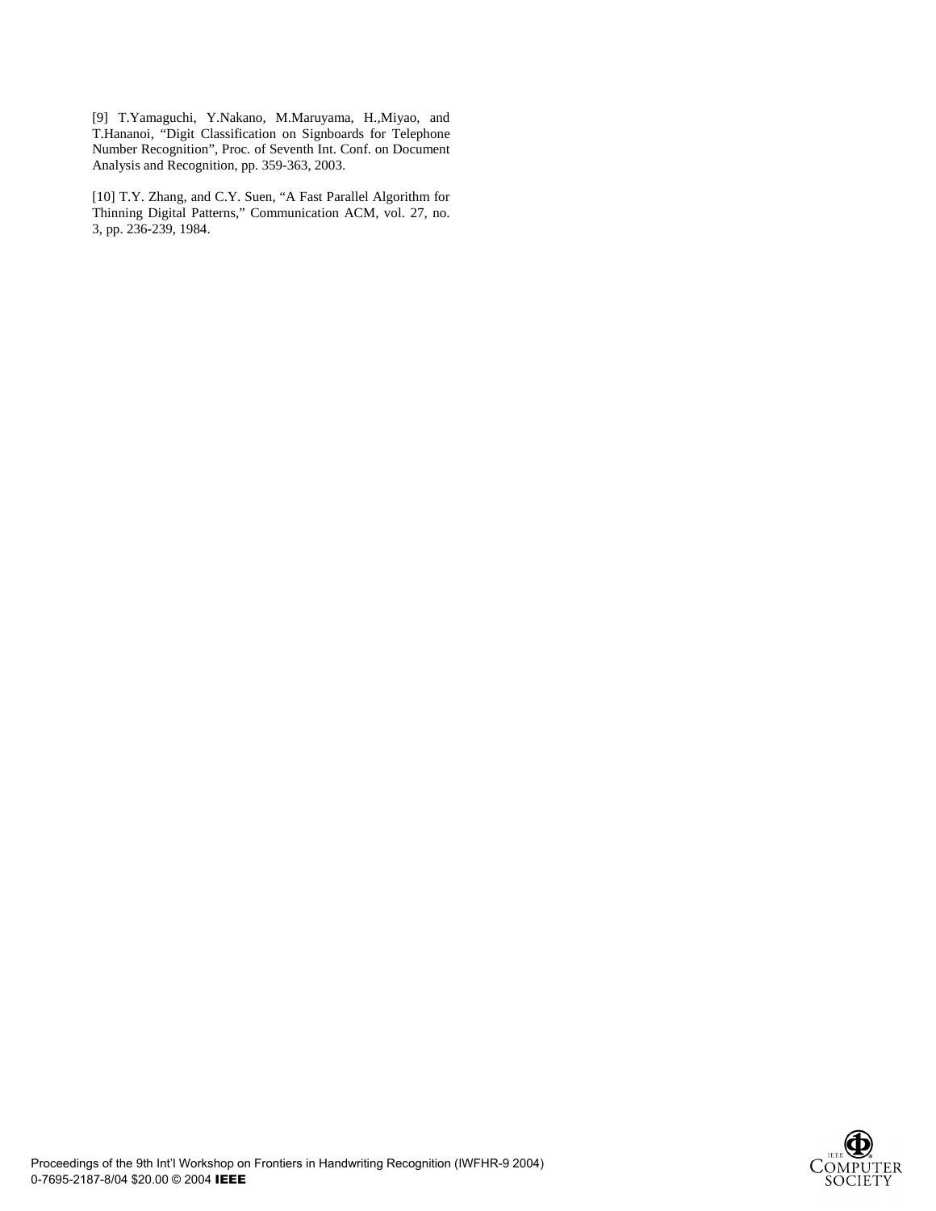[9] T.Yamaguchi, Y.Nakano, M.Maruyama, H.,Miyao, and T.Hananoi, "Digit Classification on Signboards for Telephone Number Recognition", Proc. of Seventh Int. Conf. on Document Analysis and Recognition, pp. 359-363, 2003.

[10] T.Y. Zhang, and C.Y. Suen, "A Fast Parallel Algorithm for Thinning Digital Patterns," Communication ACM, vol. 27, no. 3, pp. 236-239, 1984.